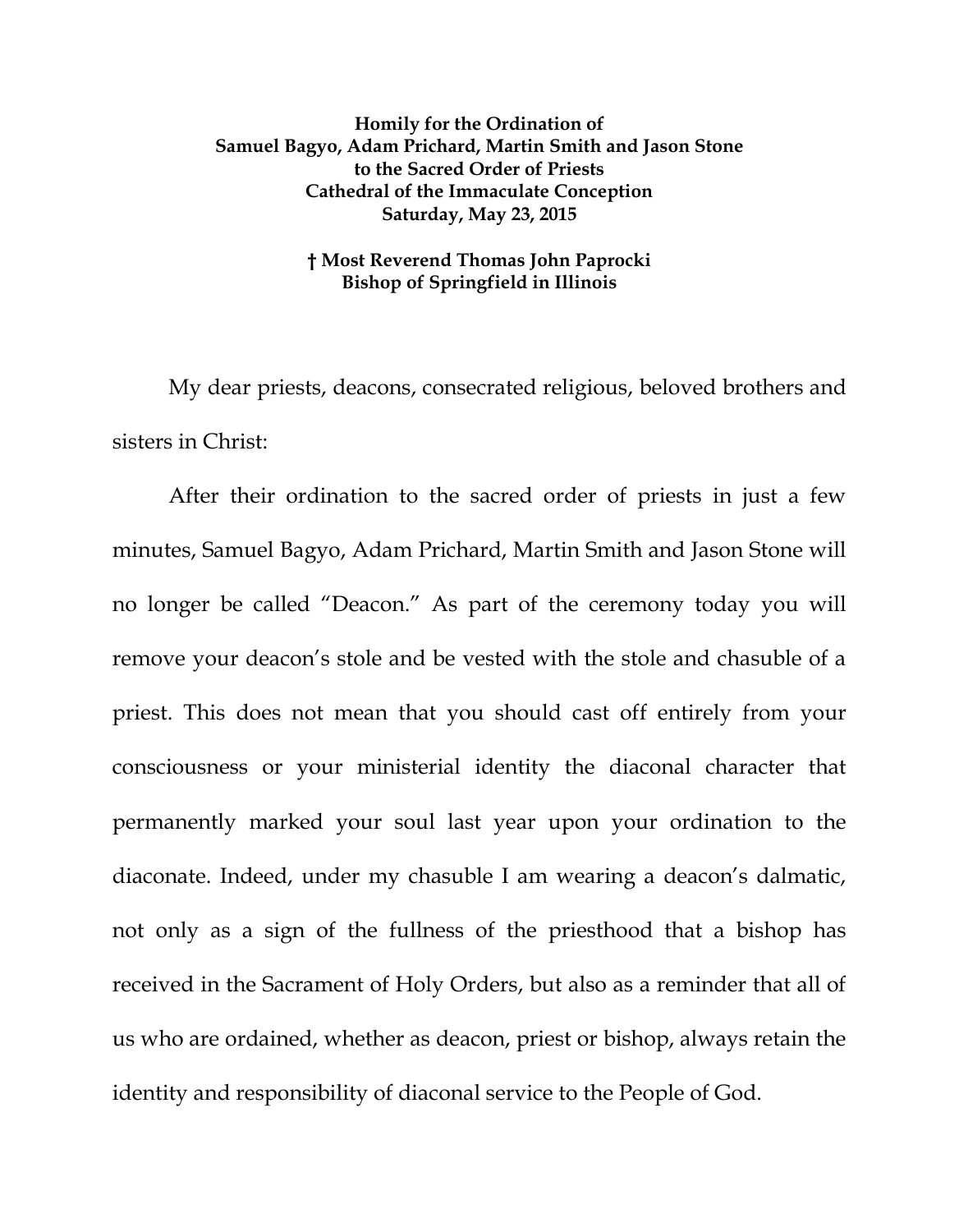**Homily for the Ordination of**
**Samuel Bagyo, Adam Prichard, Martin Smith and Jason Stone**
**to the Sacred Order of Priests**
**Cathedral of the Immaculate Conception**
**Saturday, May 23, 2015**

**† Most Reverend Thomas John Paprocki**
**Bishop of Springfield in Illinois**

My dear priests, deacons, consecrated religious, beloved brothers and sisters in Christ:

After their ordination to the sacred order of priests in just a few minutes, Samuel Bagyo, Adam Prichard, Martin Smith and Jason Stone will no longer be called "Deacon." As part of the ceremony today you will remove your deacon's stole and be vested with the stole and chasuble of a priest. This does not mean that you should cast off entirely from your consciousness or your ministerial identity the diaconal character that permanently marked your soul last year upon your ordination to the diaconate. Indeed, under my chasuble I am wearing a deacon's dalmatic, not only as a sign of the fullness of the priesthood that a bishop has received in the Sacrament of Holy Orders, but also as a reminder that all of us who are ordained, whether as deacon, priest or bishop, always retain the identity and responsibility of diaconal service to the People of God.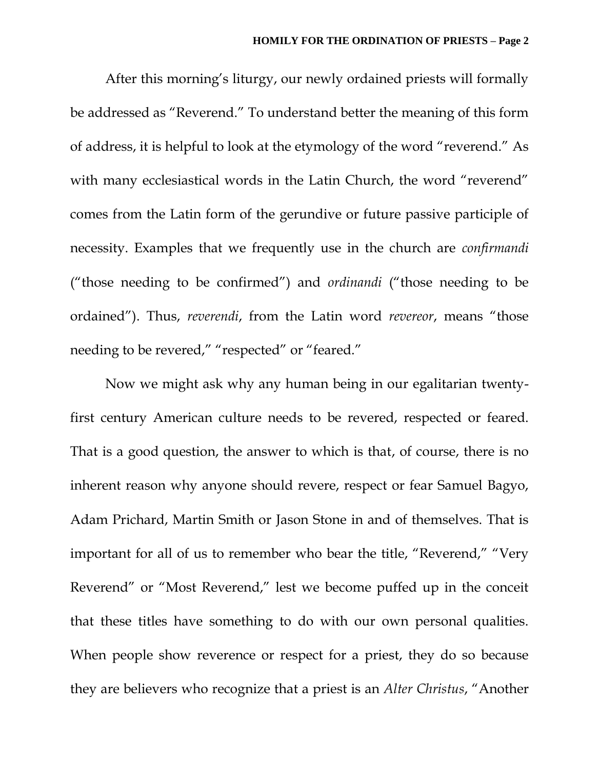After this morning's liturgy, our newly ordained priests will formally be addressed as "Reverend." To understand better the meaning of this form of address, it is helpful to look at the etymology of the word "reverend." As with many ecclesiastical words in the Latin Church, the word "reverend" comes from the Latin form of the gerundive or future passive participle of necessity. Examples that we frequently use in the church are *confirmandi* ("those needing to be confirmed") and *ordinandi* ("those needing to be ordained"). Thus, *reverendi*, from the Latin word *revereor*, means "those needing to be revered," "respected" or "feared."

Now we might ask why any human being in our egalitarian twenty-first century American culture needs to be revered, respected or feared. That is a good question, the answer to which is that, of course, there is no inherent reason why anyone should revere, respect or fear Samuel Bagyo, Adam Prichard, Martin Smith or Jason Stone in and of themselves. That is important for all of us to remember who bear the title, "Reverend," "Very Reverend" or "Most Reverend," lest we become puffed up in the conceit that these titles have something to do with our own personal qualities. When people show reverence or respect for a priest, they do so because they are believers who recognize that a priest is an *Alter Christus*, "Another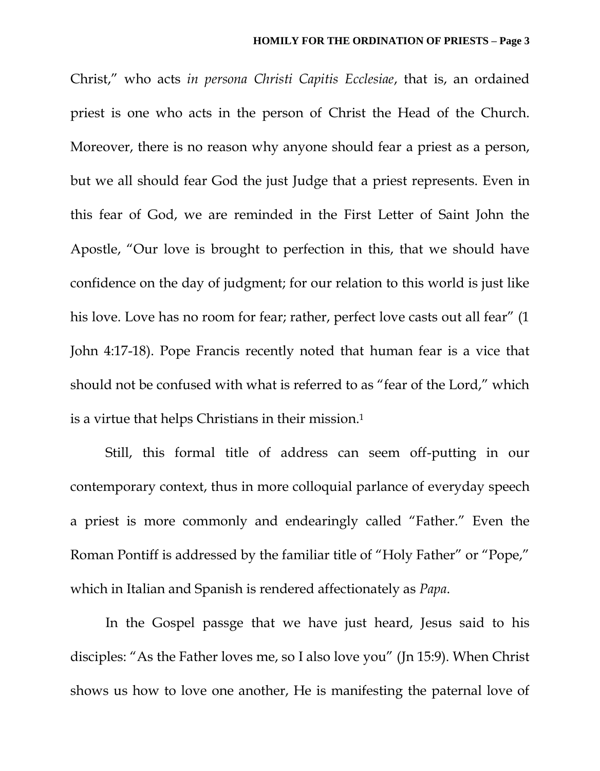Christ," who acts *in persona Christi Capitis Ecclesiae*, that is, an ordained priest is one who acts in the person of Christ the Head of the Church. Moreover, there is no reason why anyone should fear a priest as a person, but we all should fear God the just Judge that a priest represents. Even in this fear of God, we are reminded in the First Letter of Saint John the Apostle, "Our love is brought to perfection in this, that we should have confidence on the day of judgment; for our relation to this world is just like his love. Love has no room for fear; rather, perfect love casts out all fear" (1 John 4:17-18). Pope Francis recently noted that human fear is a vice that should not be confused with what is referred to as "fear of the Lord," which is a virtue that helps Christians in their mission.[1]

Still, this formal title of address can seem off-putting in our contemporary context, thus in more colloquial parlance of everyday speech a priest is more commonly and endearingly called "Father." Even the Roman Pontiff is addressed by the familiar title of "Holy Father" or "Pope," which in Italian and Spanish is rendered affectionately as *Papa*.

In the Gospel passge that we have just heard, Jesus said to his disciples: "As the Father loves me, so I also love you" (Jn 15:9). When Christ shows us how to love one another, He is manifesting the paternal love of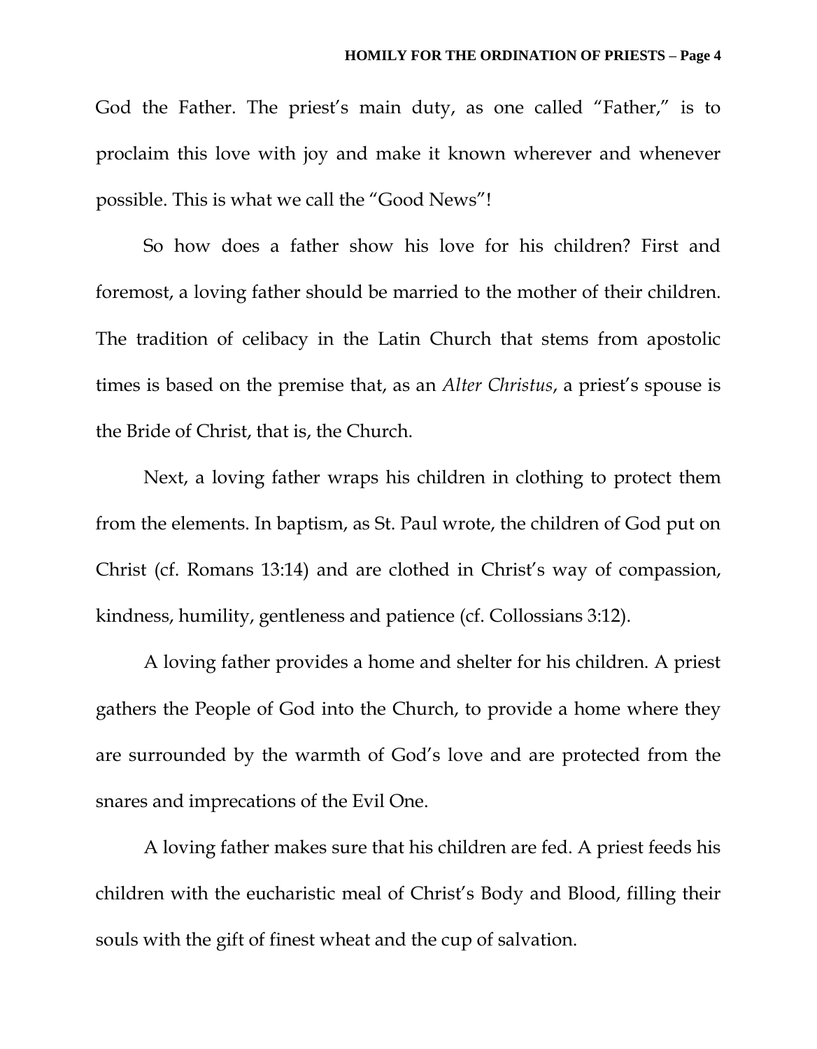God the Father. The priest's main duty, as one called "Father," is to proclaim this love with joy and make it known wherever and whenever possible. This is what we call the "Good News"!

So how does a father show his love for his children? First and foremost, a loving father should be married to the mother of their children. The tradition of celibacy in the Latin Church that stems from apostolic times is based on the premise that, as an *Alter Christus*, a priest's spouse is the Bride of Christ, that is, the Church.

Next, a loving father wraps his children in clothing to protect them from the elements. In baptism, as St. Paul wrote, the children of God put on Christ (cf. Romans 13:14) and are clothed in Christ's way of compassion, kindness, humility, gentleness and patience (cf. Collossians 3:12).

A loving father provides a home and shelter for his children. A priest gathers the People of God into the Church, to provide a home where they are surrounded by the warmth of God's love and are protected from the snares and imprecations of the Evil One.

A loving father makes sure that his children are fed. A priest feeds his children with the eucharistic meal of Christ's Body and Blood, filling their souls with the gift of finest wheat and the cup of salvation.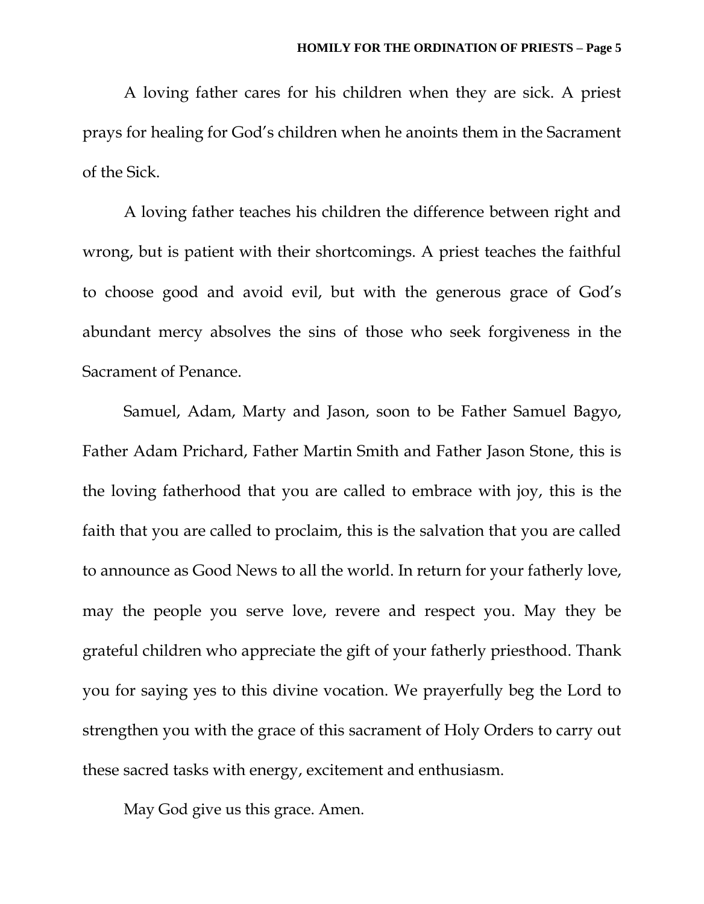A loving father cares for his children when they are sick. A priest prays for healing for God's children when he anoints them in the Sacrament of the Sick.

A loving father teaches his children the difference between right and wrong, but is patient with their shortcomings. A priest teaches the faithful to choose good and avoid evil, but with the generous grace of God's abundant mercy absolves the sins of those who seek forgiveness in the Sacrament of Penance.

Samuel, Adam, Marty and Jason, soon to be Father Samuel Bagyo, Father Adam Prichard, Father Martin Smith and Father Jason Stone, this is the loving fatherhood that you are called to embrace with joy, this is the faith that you are called to proclaim, this is the salvation that you are called to announce as Good News to all the world. In return for your fatherly love, may the people you serve love, revere and respect you. May they be grateful children who appreciate the gift of your fatherly priesthood. Thank you for saying yes to this divine vocation. We prayerfully beg the Lord to strengthen you with the grace of this sacrament of Holy Orders to carry out these sacred tasks with energy, excitement and enthusiasm.

May God give us this grace. Amen.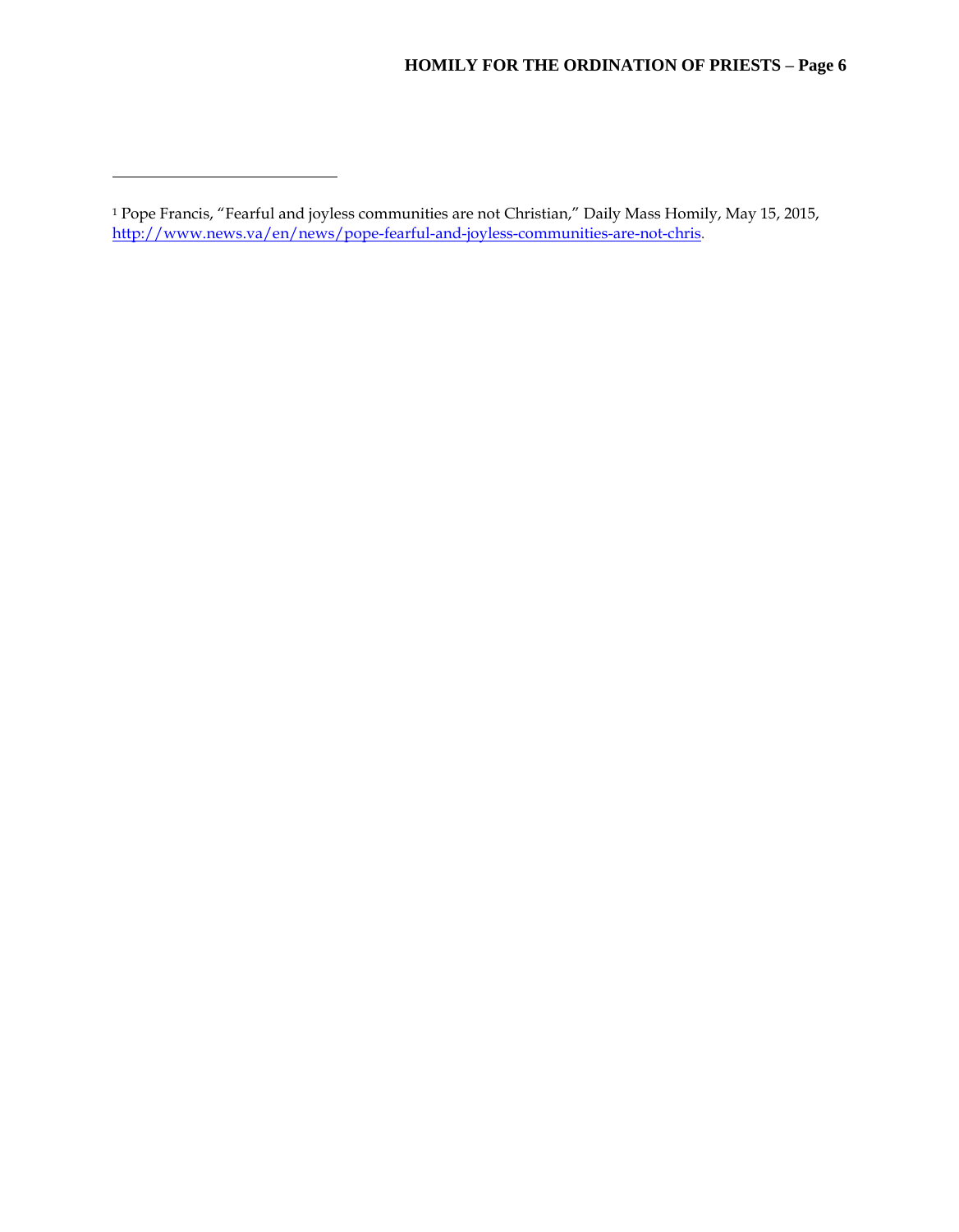[1] Pope Francis, "Fearful and joyless communities are not Christian," Daily Mass Homily, May 15, 2015, http://www.news.va/en/news/pope-fearful-and-joyless-communities-are-not-chris.